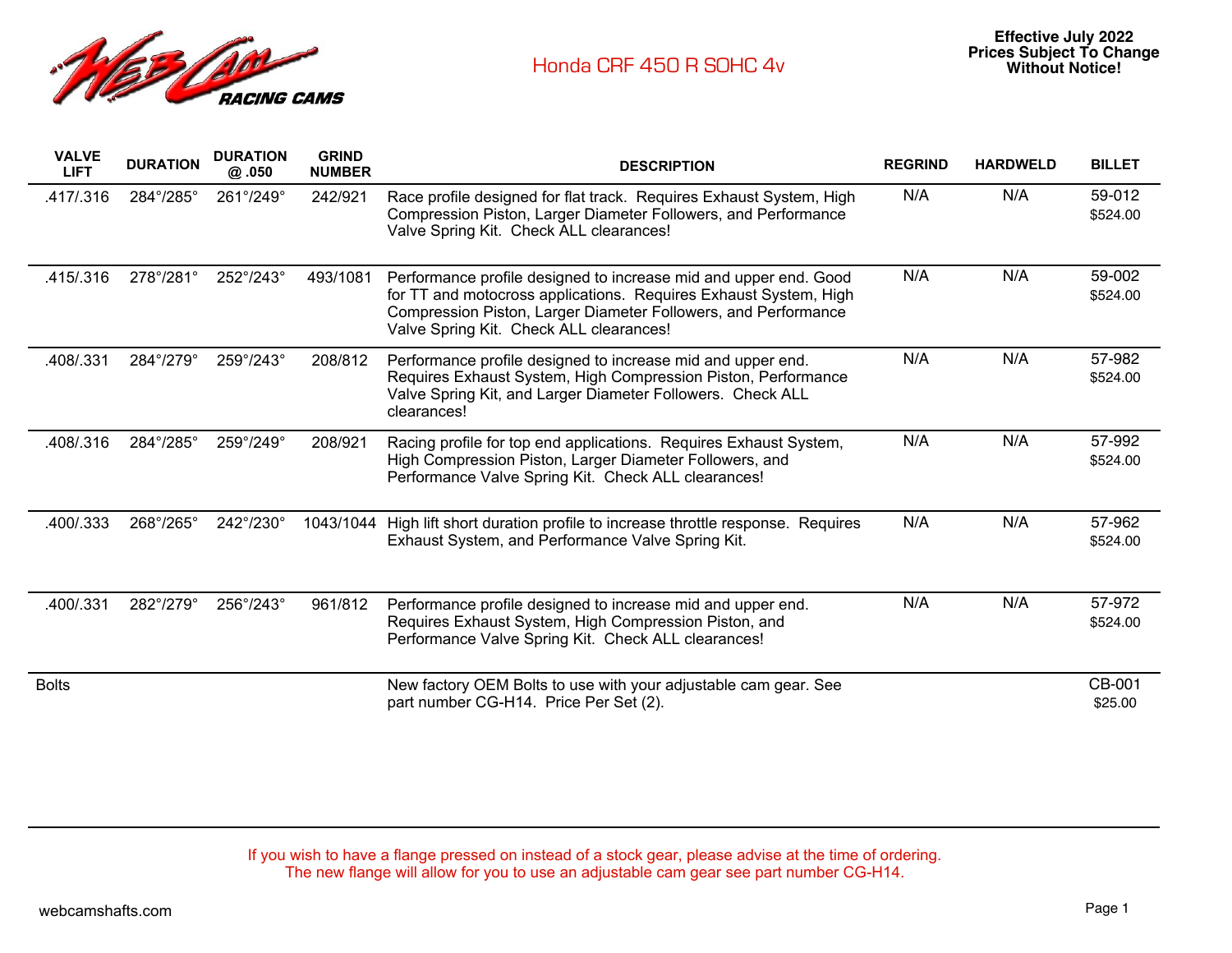# Honda CRF 450 R SOHC 4v

**Effective July 2022**
**Prices Subject To Change Without Notice!**

| VALVE LIFT | DURATION | DURATION @ .050 | GRIND NUMBER | DESCRIPTION | REGRIND | HARDWELD | BILLET |
|---|---|---|---|---|---|---|---|
| .417/.316 | 284°/285° | 261°/249° | 242/921 | Race profile designed for flat track. Requires Exhaust System, High Compression Piston, Larger Diameter Followers, and Performance Valve Spring Kit. Check ALL clearances! | N/A | N/A | 59-012 $524.00 |
| .415/.316 | 278°/281° | 252°/243° | 493/1081 | Performance profile designed to increase mid and upper end. Good for TT and motocross applications. Requires Exhaust System, High Compression Piston, Larger Diameter Followers, and Performance Valve Spring Kit. Check ALL clearances! | N/A | N/A | 59-002 $524.00 |
| .408/.331 | 284°/279° | 259°/243° | 208/812 | Performance profile designed to increase mid and upper end. Requires Exhaust System, High Compression Piston, Performance Valve Spring Kit, and Larger Diameter Followers. Check ALL clearances! | N/A | N/A | 57-982 $524.00 |
| .408/.316 | 284°/285° | 259°/249° | 208/921 | Racing profile for top end applications. Requires Exhaust System, High Compression Piston, Larger Diameter Followers, and Performance Valve Spring Kit. Check ALL clearances! | N/A | N/A | 57-992 $524.00 |
| .400/.333 | 268°/265° | 242°/230° | 1043/1044 | High lift short duration profile to increase throttle response. Requires Exhaust System, and Performance Valve Spring Kit. | N/A | N/A | 57-962 $524.00 |
| .400/.331 | 282°/279° | 256°/243° | 961/812 | Performance profile designed to increase mid and upper end. Requires Exhaust System, High Compression Piston, and Performance Valve Spring Kit. Check ALL clearances! | N/A | N/A | 57-972 $524.00 |
| Bolts | | | | New factory OEM Bolts to use with your adjustable cam gear. See part number CG-H14. Price Per Set (2). | | | CB-001 $25.00 |

If you wish to have a flange pressed on instead of a stock gear, please advise at the time of ordering.
The new flange will allow for you to use an adjustable cam gear see part number CG-H14.

webcamshafts.com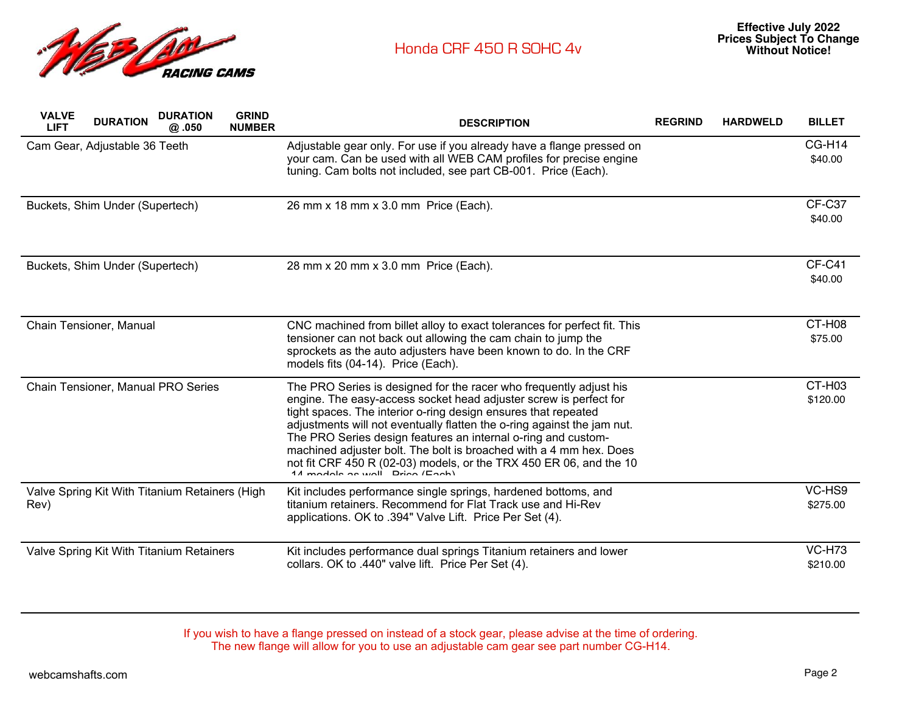# Honda CRF 450 R SOHC 4v

**Effective July 2022**
**Prices Subject To Change Without Notice!**

| VALVE LIFT | DURATION | DURATION @ .050 | GRIND NUMBER | DESCRIPTION | REGRIND | HARDWELD | BILLET |
|---|---|---|---|---|---|---|---|
| Cam Gear, Adjustable 36 Teeth | | | | Adjustable gear only. For use if you already have a flange pressed on your cam. Can be used with all WEB CAM profiles for precise engine tuning. Cam bolts not included, see part CB-001. Price (Each). | | | CG-H14 $40.00 |
| Buckets, Shim Under (Supertech) | | | | 26 mm x 18 mm x 3.0 mm Price (Each). | | | CF-C37 $40.00 |
| Buckets, Shim Under (Supertech) | | | | 28 mm x 20 mm x 3.0 mm Price (Each). | | | CF-C41 $40.00 |
| Chain Tensioner, Manual | | | | CNC machined from billet alloy to exact tolerances for perfect fit. This tensioner can not back out allowing the cam chain to jump the sprockets as the auto adjusters have been known to do. In the CRF models fits (04-14). Price (Each). | | | CT-H08 $75.00 |
| Chain Tensioner, Manual PRO Series | | | | The PRO Series is designed for the racer who frequently adjust his engine. The easy-access socket head adjuster screw is perfect for tight spaces. The interior o-ring design ensures that repeated adjustments will not eventually flatten the o-ring against the jam nut. The PRO Series design features an internal o-ring and custom-machined adjuster bolt. The bolt is broached with a 4 mm hex. Does not fit CRF 450 R (02-03) models, or the TRX 450 ER 06, and the 10 -14 models as well. Price (Each). | | | CT-H03 $120.00 |
| Valve Spring Kit With Titanium Retainers (High Rev) | | | | Kit includes performance single springs, hardened bottoms, and titanium retainers. Recommend for Flat Track use and Hi-Rev applications. OK to .394" Valve Lift. Price Per Set (4). | | | VC-HS9 $275.00 |
| Valve Spring Kit With Titanium Retainers | | | | Kit includes performance dual springs Titanium retainers and lower collars. OK to .440" valve lift. Price Per Set (4). | | | VC-H73 $210.00 |

If you wish to have a flange pressed on instead of a stock gear, please advise at the time of ordering.
The new flange will allow for you to use an adjustable cam gear see part number CG-H14.

webcamshafts.com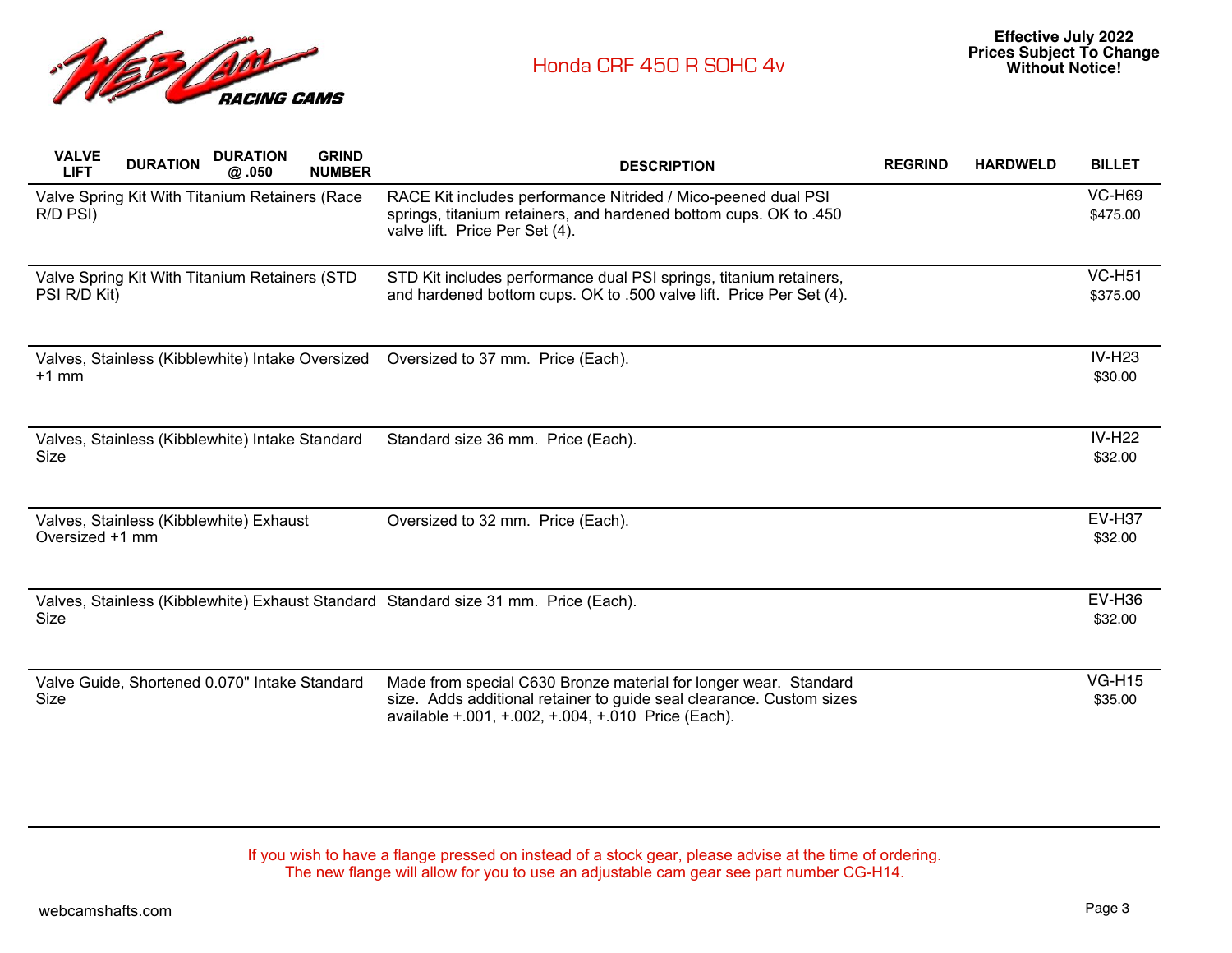# Honda CRF 450 R SOHC 4v

**Effective July 2022**
**Prices Subject To Change Without Notice!**

| VALVE LIFT | DURATION | DURATION @ .050 | GRIND NUMBER | DESCRIPTION | REGRIND | HARDWELD | BILLET |
|---|---|---|---|---|---|---|---|
| Valve Spring Kit With Titanium Retainers (Race R/D PSI) | | | | RACE Kit includes performance Nitrided / Mico-peened dual PSI springs, titanium retainers, and hardened bottom cups. OK to .450 valve lift. Price Per Set (4). | | | VC-H69 $475.00 |
| Valve Spring Kit With Titanium Retainers (STD PSI R/D Kit) | | | | STD Kit includes performance dual PSI springs, titanium retainers, and hardened bottom cups. OK to .500 valve lift. Price Per Set (4). | | | VC-H51 $375.00 |
| Valves, Stainless (Kibblewhite) Intake Oversized +1 mm | | | | Oversized to 37 mm. Price (Each). | | | IV-H23 $30.00 |
| Valves, Stainless (Kibblewhite) Intake Standard Size | | | | Standard size 36 mm. Price (Each). | | | IV-H22 $32.00 |
| Valves, Stainless (Kibblewhite) Exhaust Oversized +1 mm | | | | Oversized to 32 mm. Price (Each). | | | EV-H37 $32.00 |
| Valves, Stainless (Kibblewhite) Exhaust Standard Size | | | | Standard size 31 mm. Price (Each). | | | EV-H36 $32.00 |
| Valve Guide, Shortened 0.070" Intake Standard Size | | | | Made from special C630 Bronze material for longer wear. Standard size. Adds additional retainer to guide seal clearance. Custom sizes available +.001, +.002, +.004, +.010 Price (Each). | | | VG-H15 $35.00 |

If you wish to have a flange pressed on instead of a stock gear, please advise at the time of ordering.
The new flange will allow for you to use an adjustable cam gear see part number CG-H14.

webcamshafts.com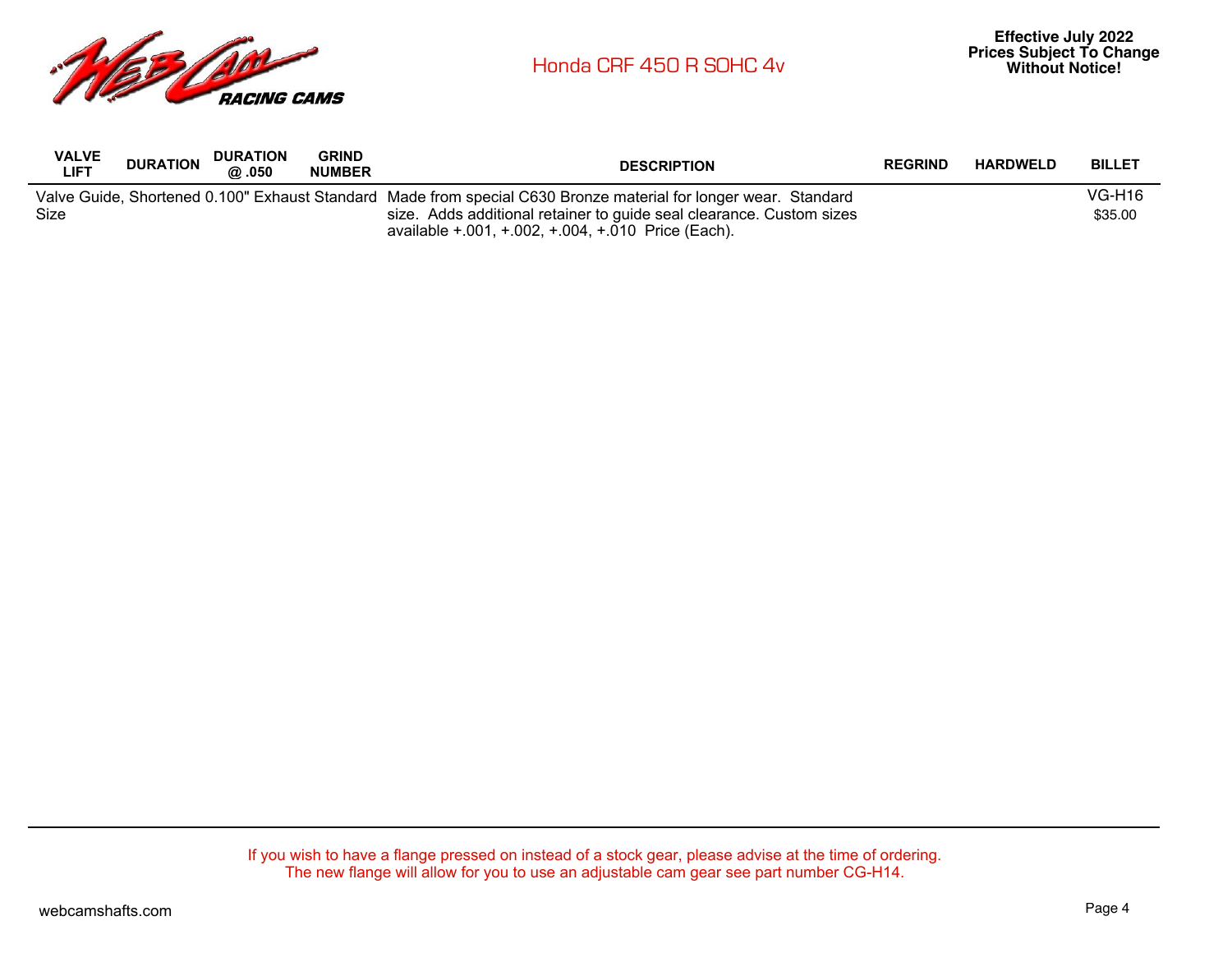# Honda CRF 450 R SOHC 4v

Effective July 2022
Prices Subject To Change Without Notice!

| VALVE LIFT | DURATION | DURATION @ .050 | GRIND NUMBER | DESCRIPTION | REGRIND | HARDWELD | BILLET |
|---|---|---|---|---|---|---|---|
| Valve Guide, Shortened 0.100" Exhaust Standard Size | | | | Made from special C630 Bronze material for longer wear. Standard size. Adds additional retainer to guide seal clearance. Custom sizes available +.001, +.002, +.004, +.010 Price (Each). | | | VG-H16 $35.00 |

If you wish to have a flange pressed on instead of a stock gear, please advise at the time of ordering.
The new flange will allow for you to use an adjustable cam gear see part number CG-H14.

webcamshafts.com